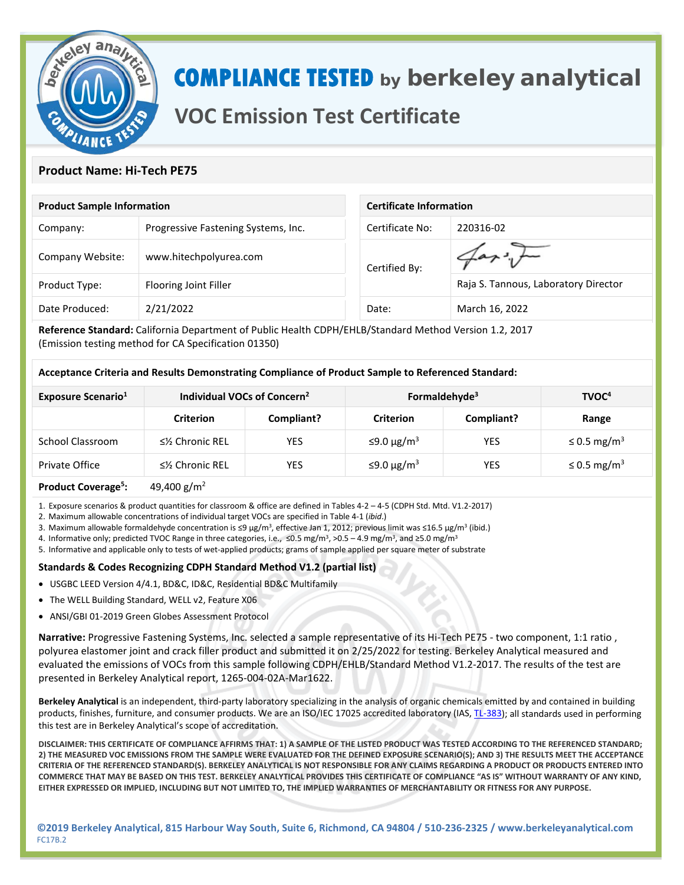# COMPLIANCE TESTED by berkeley analytical

## VOC Emission Test Certificate

### Product Name: Hi-Tech PE75

| Product Sample Information | |
|---|---|
| Company: | Progressive Fastening Systems, Inc. |
| Company Website: | www.hitechpolyurea.com |
| Product Type: | Flooring Joint Filler |
| Date Produced: | 2/21/2022 |

| Certificate Information | |
|---|---|
| Certificate No: | 220316-02 |
| Certified By: | Raja S. Tannous, Laboratory Director |
| Date: | March 16, 2022 |

**Reference Standard:** California Department of Public Health CDPH/EHLB/Standard Method Version 1.2, 2017 (Emission testing method for CA Specification 01350)

**Acceptance Criteria and Results Demonstrating Compliance of Product Sample to Referenced Standard:**

| Exposure Scenario[1] | Individual VOCs of Concern[2] | | Formaldehyde[3] | | TVOC[4] |
|---|---|---|---|---|---|
| | Criterion | Compliant? | Criterion | Compliant? | Range |
| School Classroom | ≤½ Chronic REL | YES | ≤9.0 μg/m$^3$ | YES | ≤ 0.5 mg/m$^3$ |
| Private Office | ≤½ Chronic REL | YES | ≤9.0 μg/m$^3$ | YES | ≤ 0.5 mg/m$^3$ |

**Product Coverage[5]:** 49,400 g/m$^2$

1. Exposure scenarios & product quantities for classroom & office are defined in Tables 4-2 – 4-5 (CDPH Std. Mtd. V1.2-2017)
2. Maximum allowable concentrations of individual target VOCs are specified in Table 4-1 (*ibid*.)
3. Maximum allowable formaldehyde concentration is ≤9 μg/m$^3$, effective Jan 1, 2012; previous limit was ≤16.5 μg/m$^3$ (ibid.)
4. Informative only; predicted TVOC Range in three categories, i.e., ≤0.5 mg/m$^3$, >0.5 – 4.9 mg/m$^3$, and ≥5.0 mg/m$^3$
5. Informative and applicable only to tests of wet-applied products; grams of sample applied per square meter of substrate

**Standards & Codes Recognizing CDPH Standard Method V1.2 (partial list)**

- USGBC LEED Version 4/4.1, BD&C, ID&C, Residential BD&C Multifamily
- The WELL Building Standard, WELL v2, Feature X06
- ANSI/GBI 01-2019 Green Globes Assessment Protocol

**Narrative:** Progressive Fastening Systems, Inc. selected a sample representative of its Hi-Tech PE75 - two component, 1:1 ratio , polyurea elastomer joint and crack filler product and submitted it on 2/25/2022 for testing. Berkeley Analytical measured and evaluated the emissions of VOCs from this sample following CDPH/EHLB/Standard Method V1.2-2017. The results of the test are presented in Berkeley Analytical report, 1265-004-02A-Mar1622.

**Berkeley Analytical** is an independent, third-party laboratory specializing in the analysis of organic chemicals emitted by and contained in building products, finishes, furniture, and consumer products. We are an ISO/IEC 17025 accredited laboratory (IAS, TL-383); all standards used in performing this test are in Berkeley Analytical's scope of accreditation.

**DISCLAIMER: THIS CERTIFICATE OF COMPLIANCE AFFIRMS THAT: 1) A SAMPLE OF THE LISTED PRODUCT WAS TESTED ACCORDING TO THE REFERENCED STANDARD; 2) THE MEASURED VOC EMISSIONS FROM THE SAMPLE WERE EVALUATED FOR THE DEFINED EXPOSURE SCENARIO(S); AND 3) THE RESULTS MEET THE ACCEPTANCE CRITERIA OF THE REFERENCED STANDARD(S). BERKELEY ANALYTICAL IS NOT RESPONSIBLE FOR ANY CLAIMS REGARDING A PRODUCT OR PRODUCTS ENTERED INTO COMMERCE THAT MAY BE BASED ON THIS TEST. BERKELEY ANALYTICAL PROVIDES THIS CERTIFICATE OF COMPLIANCE "AS IS" WITHOUT WARRANTY OF ANY KIND, EITHER EXPRESSED OR IMPLIED, INCLUDING BUT NOT LIMITED TO, THE IMPLIED WARRANTIES OF MERCHANTABILITY OR FITNESS FOR ANY PURPOSE.**

**©2019 Berkeley Analytical, 815 Harbour Way South, Suite 6, Richmond, CA 94804 / 510-236-2325 / www.berkeleyanalytical.com**
FC17B.2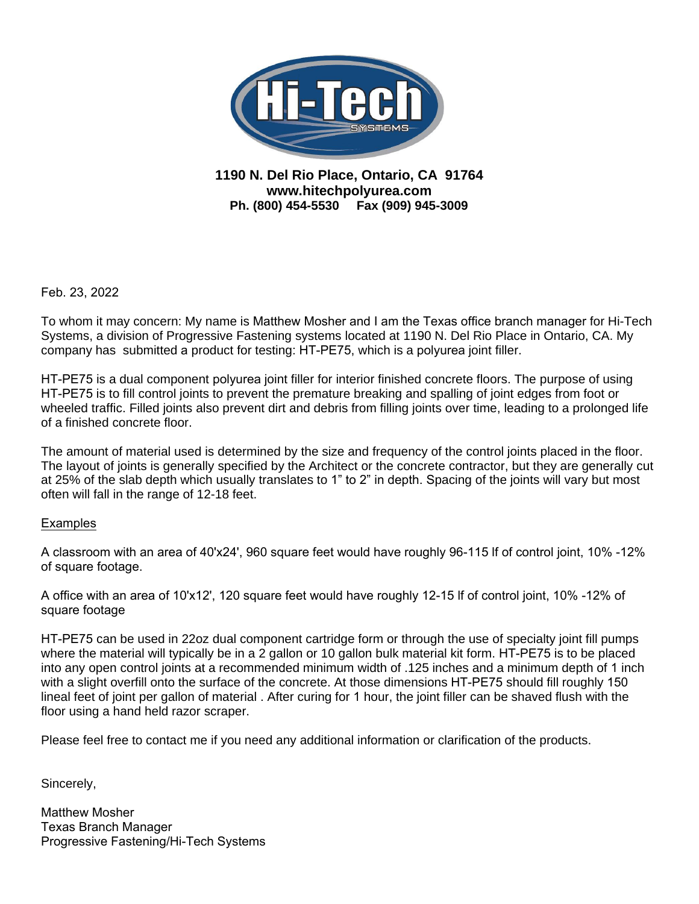**1190 N. Del Rio Place, Ontario, CA 91764**
**www.hitechpolyurea.com**
**Ph. (800) 454-5530 Fax (909) 945-3009**

Feb. 23, 2022

To whom it may concern: My name is Matthew Mosher and I am the Texas office branch manager for Hi-Tech Systems, a division of Progressive Fastening systems located at 1190 N. Del Rio Place in Ontario, CA. My company has submitted a product for testing: HT-PE75, which is a polyurea joint filler.

HT-PE75 is a dual component polyurea joint filler for interior finished concrete floors. The purpose of using HT-PE75 is to fill control joints to prevent the premature breaking and spalling of joint edges from foot or wheeled traffic. Filled joints also prevent dirt and debris from filling joints over time, leading to a prolonged life of a finished concrete floor.

The amount of material used is determined by the size and frequency of the control joints placed in the floor. The layout of joints is generally specified by the Architect or the concrete contractor, but they are generally cut at 25% of the slab depth which usually translates to 1" to 2" in depth. Spacing of the joints will vary but most often will fall in the range of 12-18 feet.

Examples

A classroom with an area of 40'x24', 960 square feet would have roughly 96-115 lf of control joint, 10% -12% of square footage.

A office with an area of 10'x12', 120 square feet would have roughly 12-15 lf of control joint, 10% -12% of square footage

HT-PE75 can be used in 22oz dual component cartridge form or through the use of specialty joint fill pumps where the material will typically be in a 2 gallon or 10 gallon bulk material kit form. HT-PE75 is to be placed into any open control joints at a recommended minimum width of .125 inches and a minimum depth of 1 inch with a slight overfill onto the surface of the concrete. At those dimensions HT-PE75 should fill roughly 150 lineal feet of joint per gallon of material . After curing for 1 hour, the joint filler can be shaved flush with the floor using a hand held razor scraper.

Please feel free to contact me if you need any additional information or clarification of the products.

Sincerely,

Matthew Mosher
Texas Branch Manager
Progressive Fastening/Hi-Tech Systems